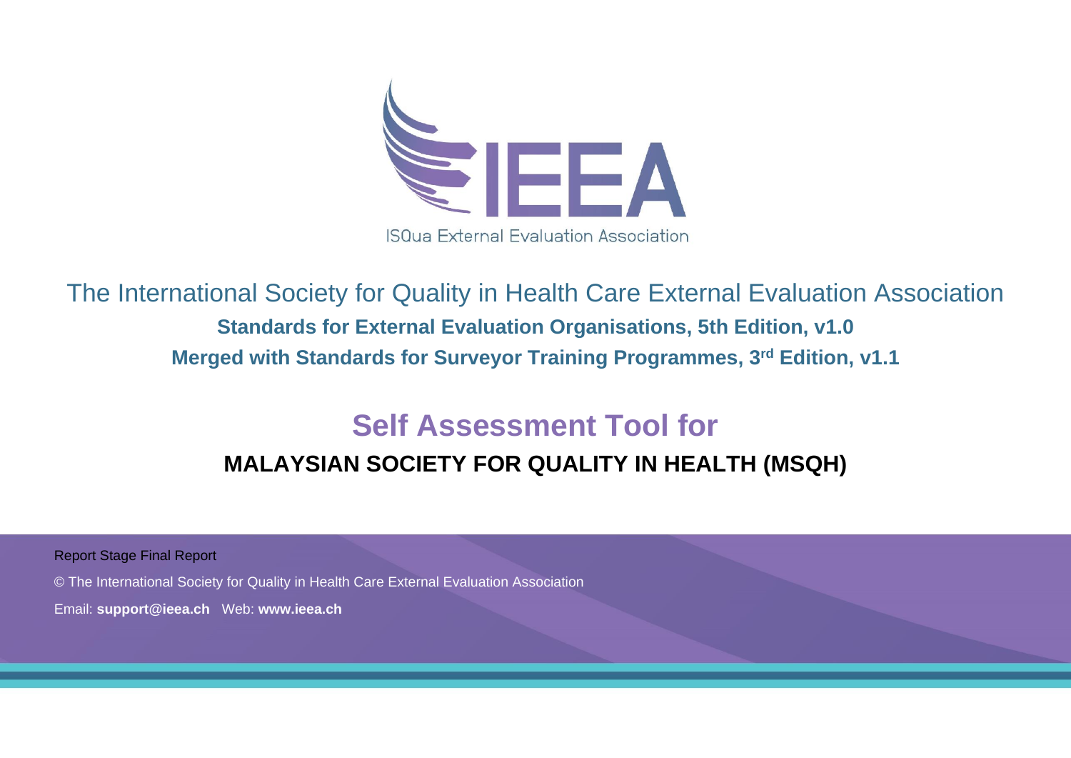IEEA

ISQua External Evaluation Association

# The International Society for Quality in Health Care External Evaluation Association

**Standards for External Evaluation Organisations, 5th Edition, v1.0**

**Merged with Standards for Surveyor Training Programmes, 3rd Edition, v1.1**

## Self Assessment Tool for

**MALAYSIAN SOCIETY FOR QUALITY IN HEALTH (MSQH)**

Report Stage Final Report

© The International Society for Quality in Health Care External Evaluation Association

Email: **support@ieea.ch** Web: **www.ieea.ch**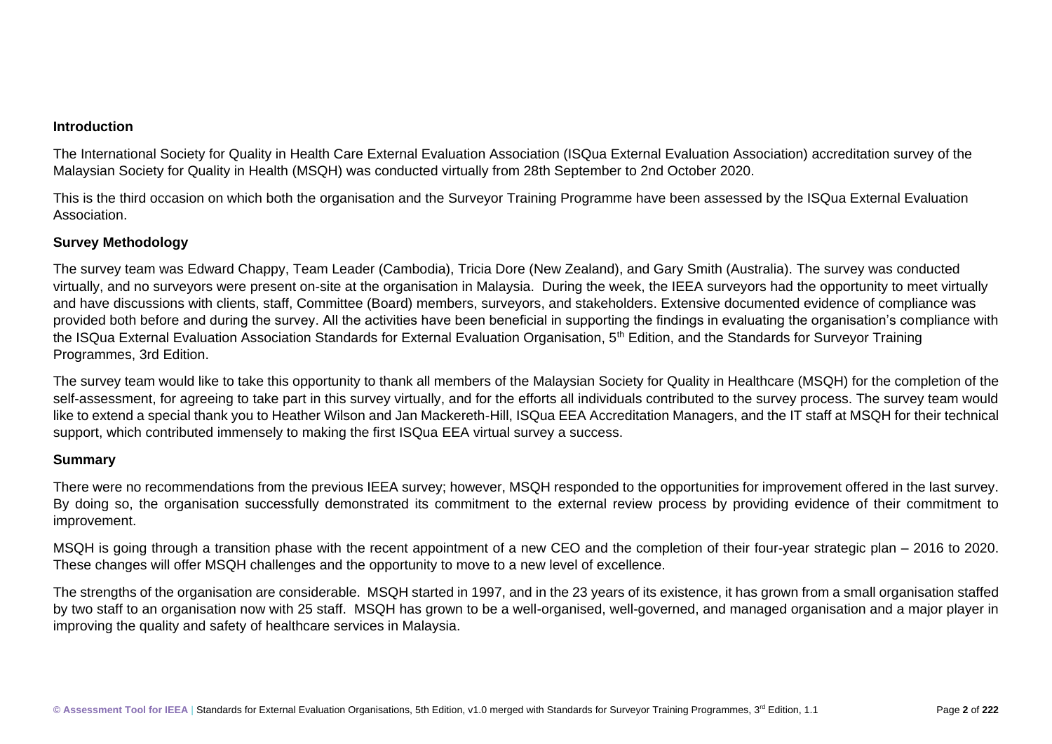**Introduction**

The International Society for Quality in Health Care External Evaluation Association (ISQua External Evaluation Association) accreditation survey of the Malaysian Society for Quality in Health (MSQH) was conducted virtually from 28th September to 2nd October 2020.

This is the third occasion on which both the organisation and the Surveyor Training Programme have been assessed by the ISQua External Evaluation Association.

**Survey Methodology**

The survey team was Edward Chappy, Team Leader (Cambodia), Tricia Dore (New Zealand), and Gary Smith (Australia). The survey was conducted virtually, and no surveyors were present on-site at the organisation in Malaysia. During the week, the IEEA surveyors had the opportunity to meet virtually and have discussions with clients, staff, Committee (Board) members, surveyors, and stakeholders. Extensive documented evidence of compliance was provided both before and during the survey. All the activities have been beneficial in supporting the findings in evaluating the organisation's compliance with the ISQua External Evaluation Association Standards for External Evaluation Organisation, 5th Edition, and the Standards for Surveyor Training Programmes, 3rd Edition.

The survey team would like to take this opportunity to thank all members of the Malaysian Society for Quality in Healthcare (MSQH) for the completion of the self-assessment, for agreeing to take part in this survey virtually, and for the efforts all individuals contributed to the survey process. The survey team would like to extend a special thank you to Heather Wilson and Jan Mackereth-Hill, ISQua EEA Accreditation Managers, and the IT staff at MSQH for their technical support, which contributed immensely to making the first ISQua EEA virtual survey a success.

**Summary**

There were no recommendations from the previous IEEA survey; however, MSQH responded to the opportunities for improvement offered in the last survey. By doing so, the organisation successfully demonstrated its commitment to the external review process by providing evidence of their commitment to improvement.

MSQH is going through a transition phase with the recent appointment of a new CEO and the completion of their four-year strategic plan – 2016 to 2020. These changes will offer MSQH challenges and the opportunity to move to a new level of excellence.

The strengths of the organisation are considerable. MSQH started in 1997, and in the 23 years of its existence, it has grown from a small organisation staffed by two staff to an organisation now with 25 staff. MSQH has grown to be a well-organised, well-governed, and managed organisation and a major player in improving the quality and safety of healthcare services in Malaysia.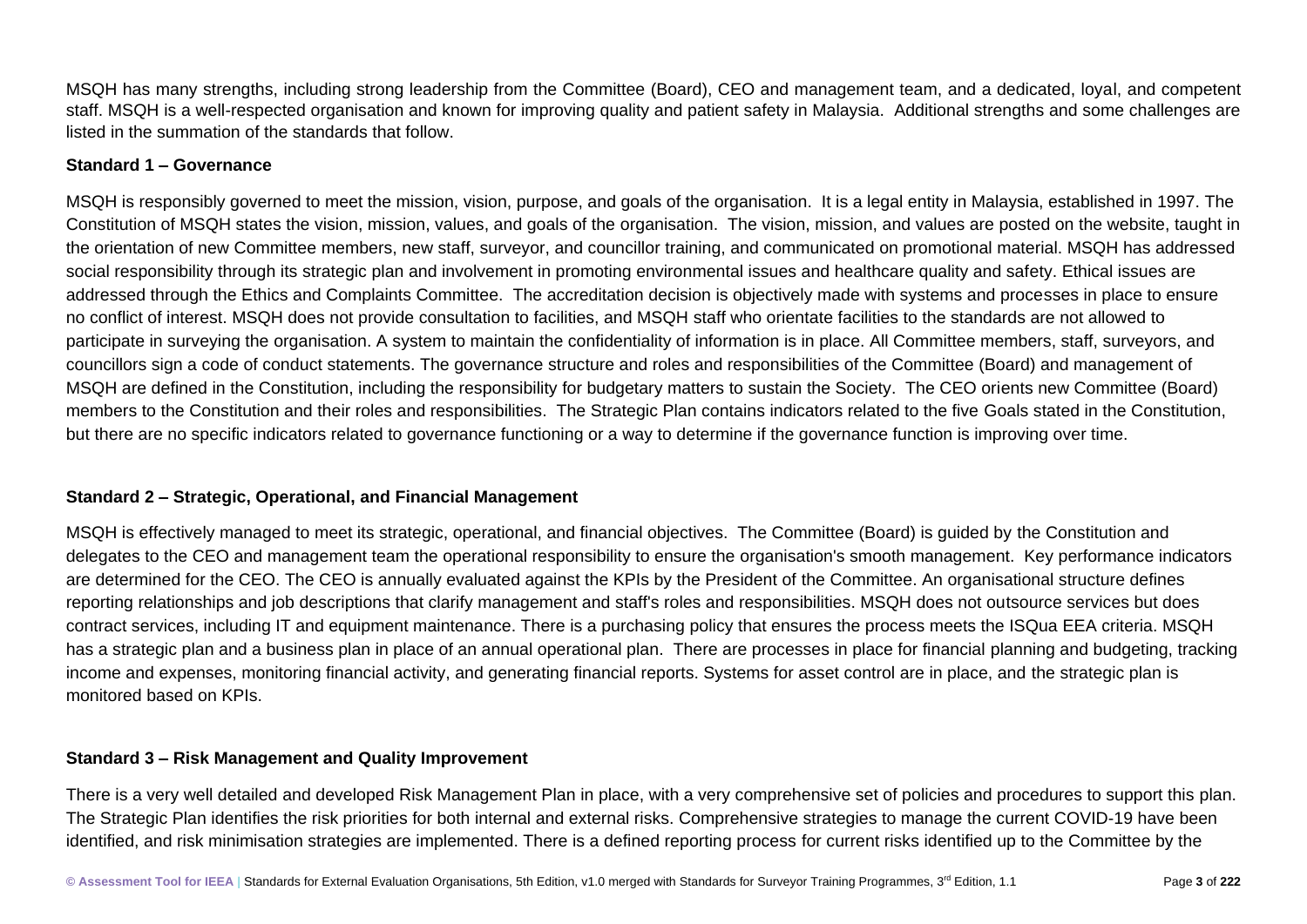MSQH has many strengths, including strong leadership from the Committee (Board), CEO and management team, and a dedicated, loyal, and competent staff. MSQH is a well-respected organisation and known for improving quality and patient safety in Malaysia. Additional strengths and some challenges are listed in the summation of the standards that follow.

**Standard 1 – Governance**

MSQH is responsibly governed to meet the mission, vision, purpose, and goals of the organisation. It is a legal entity in Malaysia, established in 1997. The Constitution of MSQH states the vision, mission, values, and goals of the organisation. The vision, mission, and values are posted on the website, taught in the orientation of new Committee members, new staff, surveyor, and councillor training, and communicated on promotional material. MSQH has addressed social responsibility through its strategic plan and involvement in promoting environmental issues and healthcare quality and safety. Ethical issues are addressed through the Ethics and Complaints Committee. The accreditation decision is objectively made with systems and processes in place to ensure no conflict of interest. MSQH does not provide consultation to facilities, and MSQH staff who orientate facilities to the standards are not allowed to participate in surveying the organisation. A system to maintain the confidentiality of information is in place. All Committee members, staff, surveyors, and councillors sign a code of conduct statements. The governance structure and roles and responsibilities of the Committee (Board) and management of MSQH are defined in the Constitution, including the responsibility for budgetary matters to sustain the Society. The CEO orients new Committee (Board) members to the Constitution and their roles and responsibilities. The Strategic Plan contains indicators related to the five Goals stated in the Constitution, but there are no specific indicators related to governance functioning or a way to determine if the governance function is improving over time.

**Standard 2 – Strategic, Operational, and Financial Management**

MSQH is effectively managed to meet its strategic, operational, and financial objectives. The Committee (Board) is guided by the Constitution and delegates to the CEO and management team the operational responsibility to ensure the organisation's smooth management. Key performance indicators are determined for the CEO. The CEO is annually evaluated against the KPIs by the President of the Committee. An organisational structure defines reporting relationships and job descriptions that clarify management and staff's roles and responsibilities. MSQH does not outsource services but does contract services, including IT and equipment maintenance. There is a purchasing policy that ensures the process meets the ISQua EEA criteria. MSQH has a strategic plan and a business plan in place of an annual operational plan. There are processes in place for financial planning and budgeting, tracking income and expenses, monitoring financial activity, and generating financial reports. Systems for asset control are in place, and the strategic plan is monitored based on KPIs.

**Standard 3 – Risk Management and Quality Improvement**

There is a very well detailed and developed Risk Management Plan in place, with a very comprehensive set of policies and procedures to support this plan. The Strategic Plan identifies the risk priorities for both internal and external risks. Comprehensive strategies to manage the current COVID-19 have been identified, and risk minimisation strategies are implemented. There is a defined reporting process for current risks identified up to the Committee by the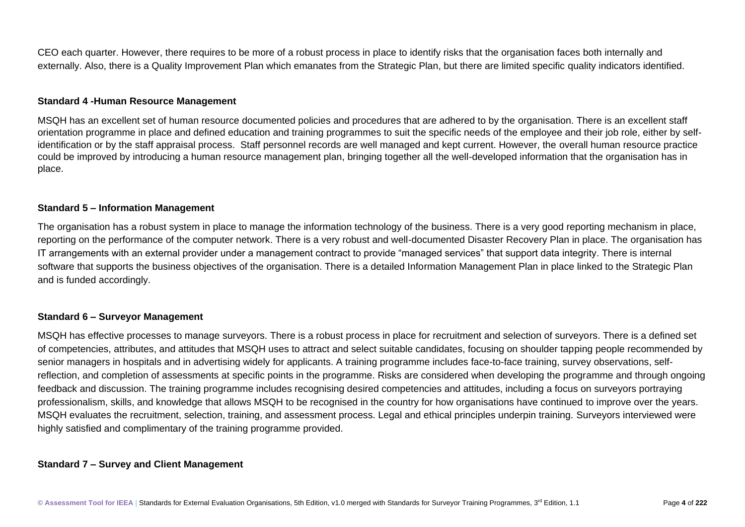CEO each quarter. However, there requires to be more of a robust process in place to identify risks that the organisation faces both internally and externally. Also, there is a Quality Improvement Plan which emanates from the Strategic Plan, but there are limited specific quality indicators identified.

**Standard 4 -Human Resource Management**

MSQH has an excellent set of human resource documented policies and procedures that are adhered to by the organisation. There is an excellent staff orientation programme in place and defined education and training programmes to suit the specific needs of the employee and their job role, either by self-identification or by the staff appraisal process. Staff personnel records are well managed and kept current. However, the overall human resource practice could be improved by introducing a human resource management plan, bringing together all the well-developed information that the organisation has in place.

**Standard 5 – Information Management**

The organisation has a robust system in place to manage the information technology of the business. There is a very good reporting mechanism in place, reporting on the performance of the computer network. There is a very robust and well-documented Disaster Recovery Plan in place. The organisation has IT arrangements with an external provider under a management contract to provide "managed services" that support data integrity. There is internal software that supports the business objectives of the organisation. There is a detailed Information Management Plan in place linked to the Strategic Plan and is funded accordingly.

**Standard 6 – Surveyor Management**

MSQH has effective processes to manage surveyors. There is a robust process in place for recruitment and selection of surveyors. There is a defined set of competencies, attributes, and attitudes that MSQH uses to attract and select suitable candidates, focusing on shoulder tapping people recommended by senior managers in hospitals and in advertising widely for applicants. A training programme includes face-to-face training, survey observations, self-reflection, and completion of assessments at specific points in the programme. Risks are considered when developing the programme and through ongoing feedback and discussion. The training programme includes recognising desired competencies and attitudes, including a focus on surveyors portraying professionalism, skills, and knowledge that allows MSQH to be recognised in the country for how organisations have continued to improve over the years. MSQH evaluates the recruitment, selection, training, and assessment process. Legal and ethical principles underpin training. Surveyors interviewed were highly satisfied and complimentary of the training programme provided.

**Standard 7 – Survey and Client Management**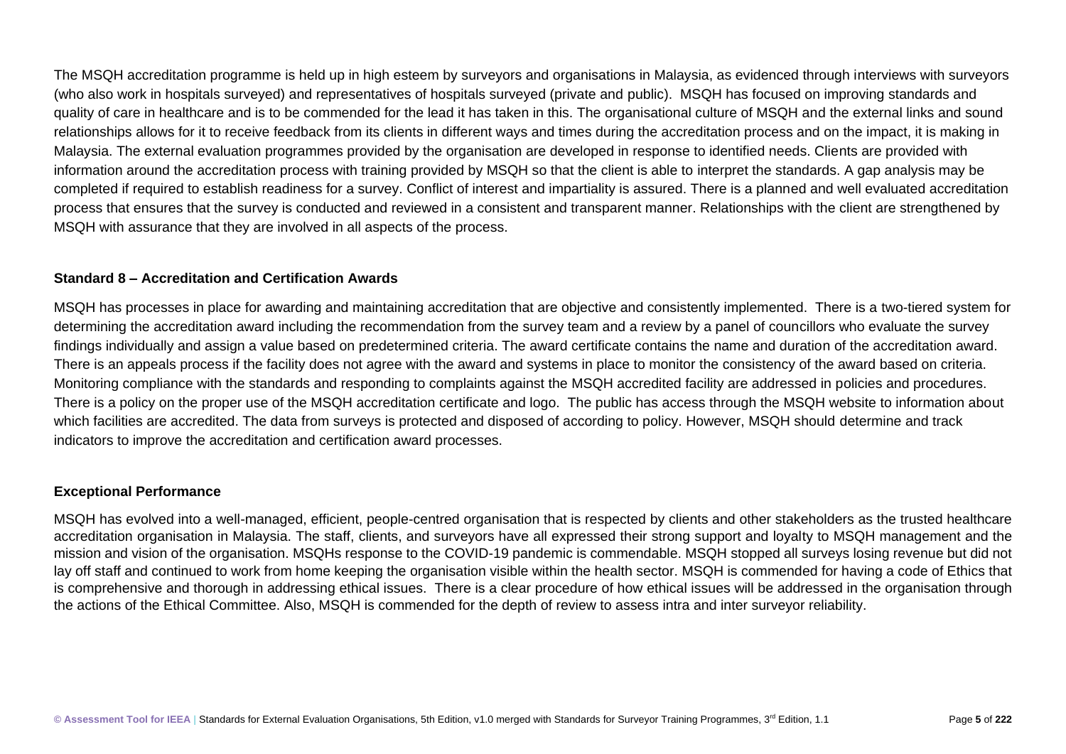The MSQH accreditation programme is held up in high esteem by surveyors and organisations in Malaysia, as evidenced through interviews with surveyors (who also work in hospitals surveyed) and representatives of hospitals surveyed (private and public). MSQH has focused on improving standards and quality of care in healthcare and is to be commended for the lead it has taken in this. The organisational culture of MSQH and the external links and sound relationships allows for it to receive feedback from its clients in different ways and times during the accreditation process and on the impact, it is making in Malaysia. The external evaluation programmes provided by the organisation are developed in response to identified needs. Clients are provided with information around the accreditation process with training provided by MSQH so that the client is able to interpret the standards. A gap analysis may be completed if required to establish readiness for a survey. Conflict of interest and impartiality is assured. There is a planned and well evaluated accreditation process that ensures that the survey is conducted and reviewed in a consistent and transparent manner. Relationships with the client are strengthened by MSQH with assurance that they are involved in all aspects of the process.

**Standard 8 – Accreditation and Certification Awards**

MSQH has processes in place for awarding and maintaining accreditation that are objective and consistently implemented. There is a two-tiered system for determining the accreditation award including the recommendation from the survey team and a review by a panel of councillors who evaluate the survey findings individually and assign a value based on predetermined criteria. The award certificate contains the name and duration of the accreditation award. There is an appeals process if the facility does not agree with the award and systems in place to monitor the consistency of the award based on criteria. Monitoring compliance with the standards and responding to complaints against the MSQH accredited facility are addressed in policies and procedures. There is a policy on the proper use of the MSQH accreditation certificate and logo. The public has access through the MSQH website to information about which facilities are accredited. The data from surveys is protected and disposed of according to policy. However, MSQH should determine and track indicators to improve the accreditation and certification award processes.

**Exceptional Performance**

MSQH has evolved into a well-managed, efficient, people-centred organisation that is respected by clients and other stakeholders as the trusted healthcare accreditation organisation in Malaysia. The staff, clients, and surveyors have all expressed their strong support and loyalty to MSQH management and the mission and vision of the organisation. MSQHs response to the COVID-19 pandemic is commendable. MSQH stopped all surveys losing revenue but did not lay off staff and continued to work from home keeping the organisation visible within the health sector. MSQH is commended for having a code of Ethics that is comprehensive and thorough in addressing ethical issues. There is a clear procedure of how ethical issues will be addressed in the organisation through the actions of the Ethical Committee. Also, MSQH is commended for the depth of review to assess intra and inter surveyor reliability.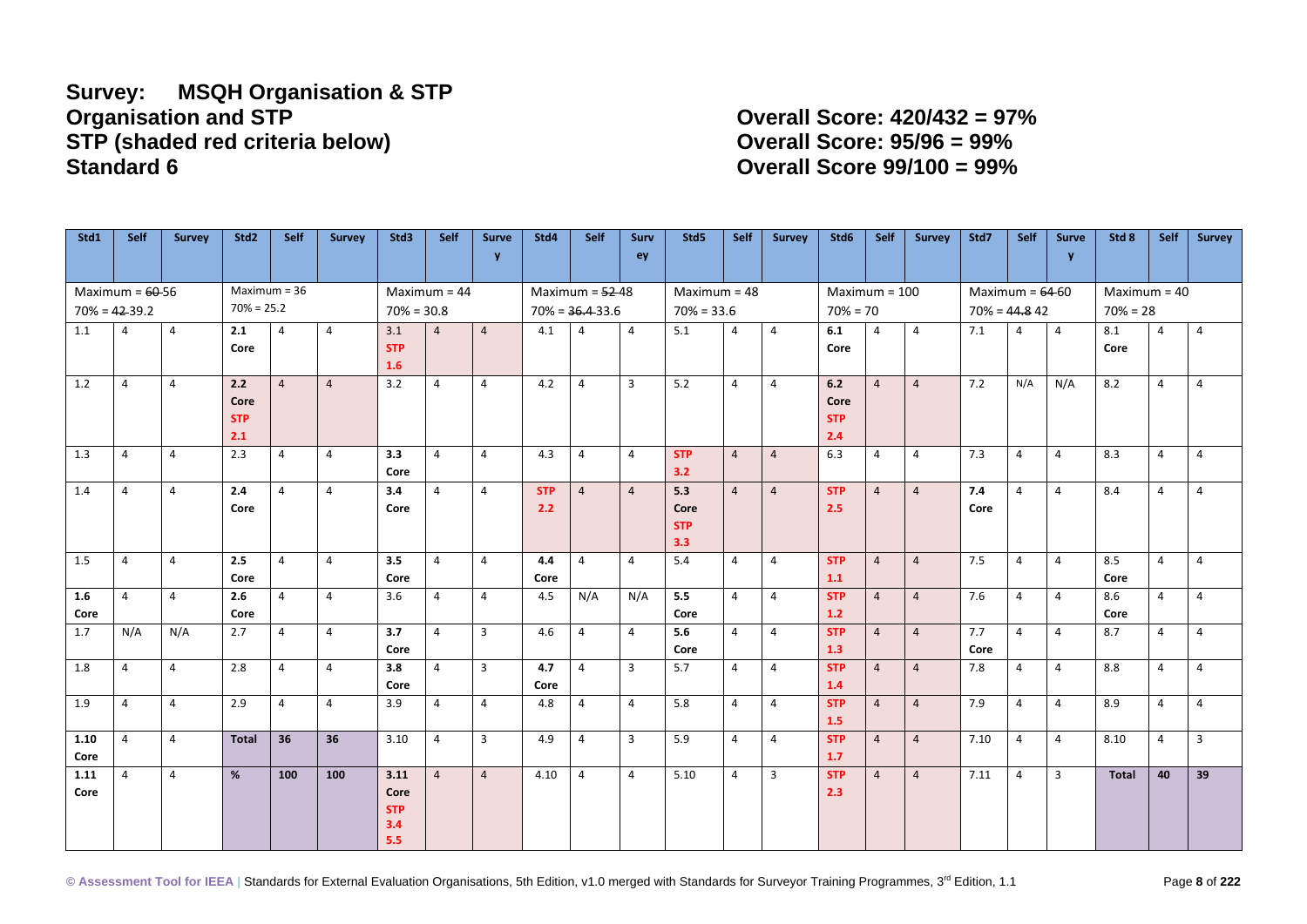**Survey: MSQH Organisation & STP**
**Organisation and STP**
**STP (shaded red criteria below)**
**Standard 6**

**Overall Score: 420/432 = 97%**
**Overall Score: 95/96 = 99%**
**Overall Score 99/100 = 99%**

| Std1 | Self | Survey | Std2 | Self | Survey | Std3 | Self | Survey | Std4 | Self | Survey | Std5 | Self | Survey | Std6 | Self | Survey | Std7 | Self | Survey | Std 8 | Self | Survey |
|---|---|---|---|---|---|---|---|---|---|---|---|---|---|---|---|---|---|---|---|---|---|---|---|
| Maximum = ~~60~~ 56 70% = ~~42~~ 39.2 | | | Maximum = 36 70% = 25.2 | | | Maximum = 44 70% = 30.8 | | | Maximum = ~~52~~ 48 70% = ~~36.4~~ 33.6 | | | Maximum = 48 70% = 33.6 | | | Maximum = 100 70% = 70 | | | Maximum = ~~64~~ 60 70% = ~~44.8~~ 42 | | | Maximum = 40 70% = 28 | | |
| 1.1 | 4 | 4 | **2.1 Core** | 4 | 4 | 3.1 **STP 1.6** | 4 | 4 | 4.1 | 4 | 4 | 5.1 | 4 | 4 | **6.1 Core** | 4 | 4 | 7.1 | 4 | 4 | 8.1 **Core** | 4 | 4 |
| 1.2 | 4 | 4 | **2.2 Core STP 2.1** | 4 | 4 | 3.2 | 4 | 4 | 4.2 | 4 | 3 | 5.2 | 4 | 4 | **6.2 Core STP 2.4** | 4 | 4 | 7.2 | N/A | N/A | 8.2 | 4 | 4 |
| 1.3 | 4 | 4 | 2.3 | 4 | 4 | **3.3 Core** | 4 | 4 | 4.3 | 4 | 4 | **STP 3.2** | 4 | 4 | 6.3 | 4 | 4 | 7.3 | 4 | 4 | 8.3 | 4 | 4 |
| 1.4 | 4 | 4 | **2.4 Core** | 4 | 4 | **3.4 Core** | 4 | 4 | **STP 2.2** | 4 | 4 | **5.3 Core STP 3.3** | 4 | 4 | **STP 2.5** | 4 | 4 | **7.4 Core** | 4 | 4 | 8.4 | 4 | 4 |
| 1.5 | 4 | 4 | **2.5 Core** | 4 | 4 | **3.5 Core** | 4 | 4 | **4.4 Core** | 4 | 4 | 5.4 | 4 | 4 | **STP 1.1** | 4 | 4 | 7.5 | 4 | 4 | 8.5 **Core** | 4 | 4 |
| **1.6 Core** | 4 | 4 | **2.6 Core** | 4 | 4 | 3.6 | 4 | 4 | 4.5 | N/A | N/A | **5.5 Core** | 4 | 4 | **STP 1.2** | 4 | 4 | 7.6 | 4 | 4 | 8.6 **Core** | 4 | 4 |
| 1.7 | N/A | N/A | 2.7 | 4 | 4 | **3.7 Core** | 4 | 3 | 4.6 | 4 | 4 | **5.6 Core** | 4 | 4 | **STP 1.3** | 4 | 4 | 7.7 **Core** | 4 | 4 | 8.7 | 4 | 4 |
| 1.8 | 4 | 4 | 2.8 | 4 | 4 | **3.8 Core** | 4 | 3 | **4.7 Core** | 4 | 3 | 5.7 | 4 | 4 | **STP 1.4** | 4 | 4 | 7.8 | 4 | 4 | 8.8 | 4 | 4 |
| 1.9 | 4 | 4 | 2.9 | 4 | 4 | 3.9 | 4 | 4 | 4.8 | 4 | 4 | 5.8 | 4 | 4 | **STP 1.5** | 4 | 4 | 7.9 | 4 | 4 | 8.9 | 4 | 4 |
| **1.10 Core** | 4 | 4 | **Total** | **36** | **36** | 3.10 | 4 | 3 | 4.9 | 4 | 3 | 5.9 | 4 | 4 | **STP 1.7** | 4 | 4 | 7.10 | 4 | 4 | 8.10 | 4 | 3 |
| **1.11 Core** | 4 | 4 | **%** | **100** | **100** | **3.11 Core STP 3.4 5.5** | 4 | 4 | 4.10 | 4 | 4 | 5.10 | 4 | 3 | **STP 2.3** | 4 | 4 | 7.11 | 4 | 3 | **Total** | **40** | **39** |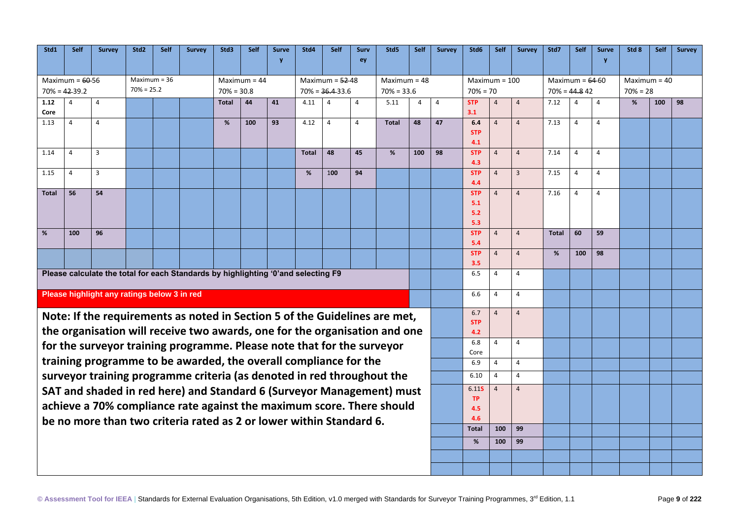| Std1 | Self | Survey | Std2 | Self | Survey | Std3 | Self | Survey | Std4 | Self | Survey | Std5 | Self | Survey | Std6 | Self | Survey | Std7 | Self | Survey | Std 8 | Self | Survey |
|---|---|---|---|---|---|---|---|---|---|---|---|---|---|---|---|---|---|---|---|---|---|---|---|
| Maximum = ~~60~~ 56<br>70% = ~~42~~ 39.2 | | | Maximum = 36<br>70% = 25.2 | | | Maximum = 44<br>70% = 30.8 | | | Maximum = ~~52~~ 48<br>70% = ~~36.4~~ 33.6 | | | Maximum = 48<br>70% = 33.6 | | | Maximum = 100<br>70% = 70 | | | Maximum = ~~64~~ 60<br>70% = ~~44.8~~ 42 | | | Maximum = 40<br>70% = 28 | | |
| **1.12 Core** | 4 | 4 | | | | **Total** | **44** | **41** | 4.11 | 4 | 4 | 5.11 | 4 | 4 | **STP 3.1** | 4 | 4 | 7.12 | 4 | 4 | **%** | **100** | **98** |
| 1.13 | 4 | 4 | | | | **%** | **100** | **93** | 4.12 | 4 | 4 | **Total** | **48** | **47** | **6.4 STP 4.1** | 4 | 4 | 7.13 | 4 | 4 | | | |
| 1.14 | 4 | 3 | | | | | | | **Total** | **48** | **45** | **%** | **100** | **98** | **STP 4.3** | 4 | 4 | 7.14 | 4 | 4 | | | |
| 1.15 | 4 | 3 | | | | | | | **%** | 100 | **94** | | | | **STP 4.4** | 4 | 3 | 7.15 | 4 | 4 | | | |
| **Total** | **56** | **54** | | | | | | | | | | | | | **STP 5.1 5.2 5.3** | 4 | 4 | 7.16 | 4 | 4 | | | |
| **%** | **100** | **96** | | | | | | | | | | | | | **STP 5.4** | 4 | 4 | **Total** | **60** | **59** | | | |
| | | | | | | | | | | | | | | | **STP 3.5** | 4 | 4 | **%** | **100** | **98** | | | |
| **Please calculate the total for each Standards by highlighting '0'and selecting F9** | | | | | | | | | | | | | | | 6.5 | 4 | 4 | | | | | | |
| **Please highlight any ratings below 3 in red** | | | | | | | | | | | | | | | 6.6 | 4 | 4 | | | | | | |
| | | | | | | | | | | | | | | | 6.7 **STP 4.2** | 4 | 4 | | | | | | |
| | | | | | | | | | | | | | | | 6.8 Core | 4 | 4 | | | | | | |
| | | | | | | | | | | | | | | | 6.9 | 4 | 4 | | | | | | |
| | | | | | | | | | | | | | | | 6.10 | 4 | 4 | | | | | | |
| | | | | | | | | | | | | | | | 6.11**STP 4.5 4.6** | 4 | 4 | | | | | | |
| | | | | | | | | | | | | | | | **Total** | **100** | **99** | | | | | | |
| | | | | | | | | | | | | | | | **%** | **100** | **99** | | | | | | |

**Note: If the requirements as noted in Section 5 of the Guidelines are met, the organisation will receive two awards, one for the organisation and one for the surveyor training programme. Please note that for the surveyor training programme to be awarded, the overall compliance for the surveyor training programme criteria (as denoted in red throughout the SAT and shaded in red here) and Standard 6 (Surveyor Management) must achieve a 70% compliance rate against the maximum score. There should be no more than two criteria rated as 2 or lower within Standard 6.**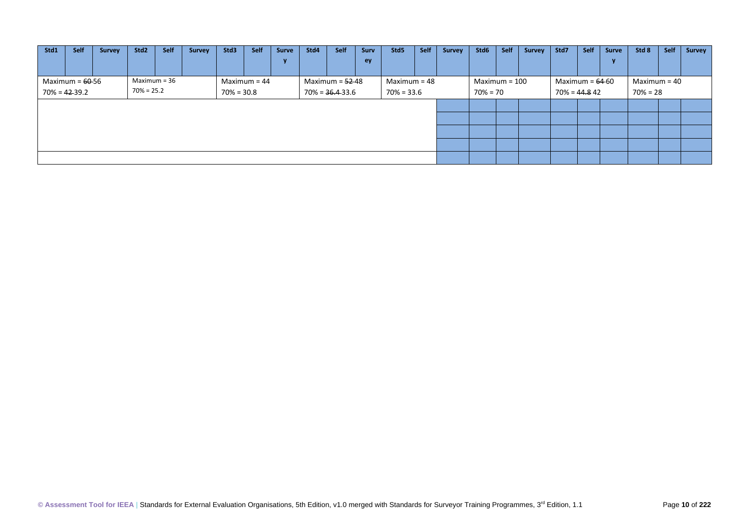| Std1 | Self | Survey | Std2 | Self | Survey | Std3 | Self | Survey | Std4 | Self | Survey | Std5 | Self | Survey | Std6 | Self | Survey | Std7 | Self | Survey | Std 8 | Self | Survey |
|---|---|---|---|---|---|---|---|---|---|---|---|---|---|---|---|---|---|---|---|---|---|---|---|
| Maximum = ~~60~~ 56<br>70% = ~~42~~ 39.2 | | | Maximum = 36<br>70% = 25.2 | | | Maximum = 44<br>70% = 30.8 | | | Maximum = ~~52~~ 48<br>70% = ~~36.4~~ 33.6 | | | Maximum = 48<br>70% = 33.6 | | | Maximum = 100<br>70% = 70 | | | Maximum = ~~64~~ 60<br>70% = ~~44.8~~ 42 | | | Maximum = 40<br>70% = 28 | | |
| | | | | | | | | | | | | | | | | | | | | | | | |
| | | | | | | | | | | | | | | | | | | | | | | | |
| | | | | | | | | | | | | | | | | | | | | | | | |
| | | | | | | | | | | | | | | | | | | | | | | | |
| | | | | | | | | | | | | | | | | | | | | | | | |